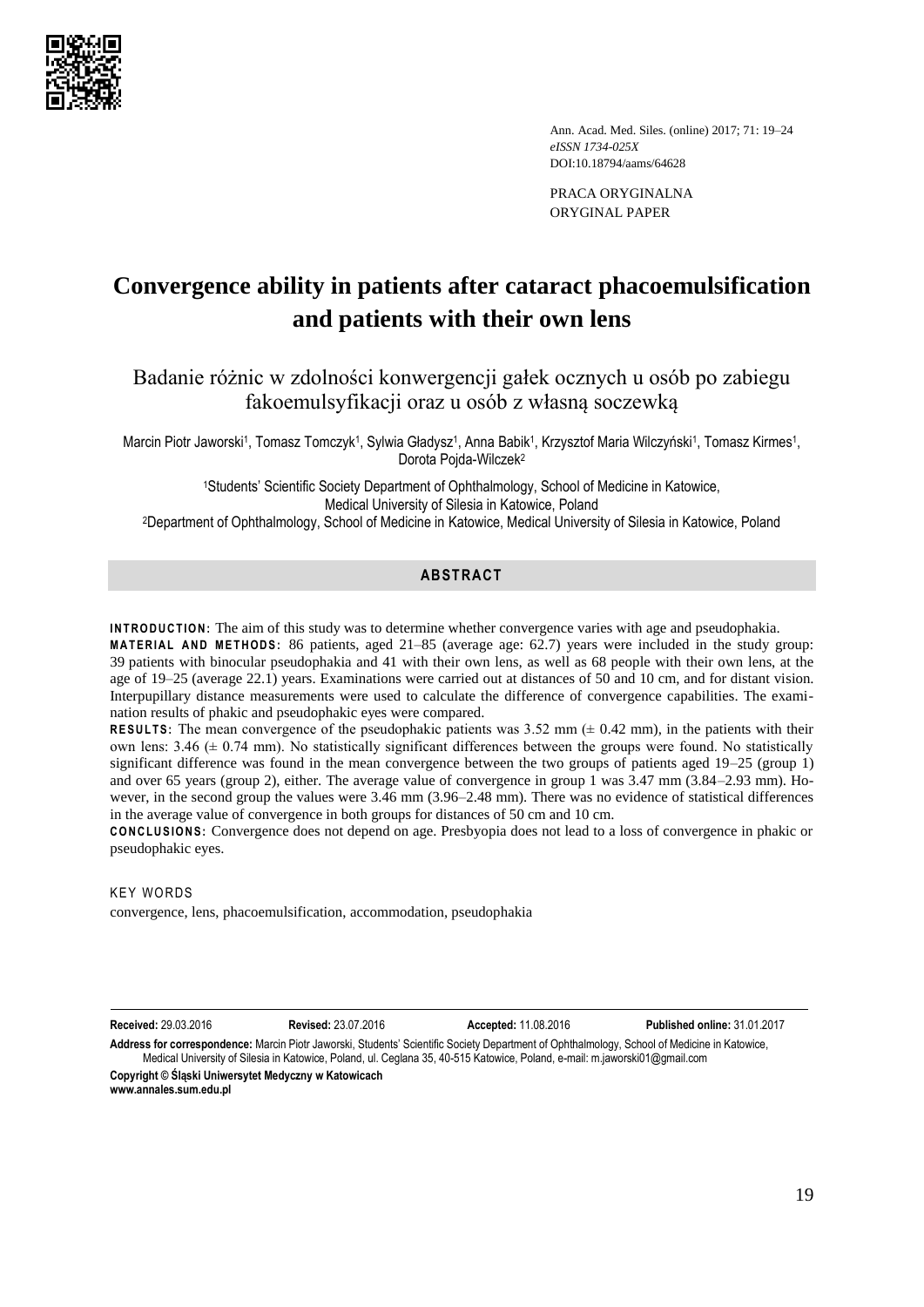Ann. Acad. Med. Siles. (online) 2017; 71: 19–24
*eISSN 1734-025X*
DOI:10.18794/aams/64628

PRACA ORYGINALNA
ORYGINAL PAPER

# Convergence ability in patients after cataract phacoemulsification and patients with their own lens

## Badanie różnic w zdolności konwergencji gałek ocznych u osób po zabiegu fakoemulsyfikacji oraz u osób z własną soczewką

Marcin Piotr Jaworski[1], Tomasz Tomczyk[1], Sylwia Gładysz[1], Anna Babik[1], Krzysztof Maria Wilczyński[1], Tomasz Kirmes[1], Dorota Pojda-Wilczek[2]

[1]Students' Scientific Society Department of Ophthalmology, School of Medicine in Katowice, Medical University of Silesia in Katowice, Poland
[2]Department of Ophthalmology, School of Medicine in Katowice, Medical University of Silesia in Katowice, Poland

## ABSTRACT

**INTRODUCTION:** The aim of this study was to determine whether convergence varies with age and pseudophakia.

**MATERIAL AND METHODS:** 86 patients, aged 21–85 (average age: 62.7) years were included in the study group: 39 patients with binocular pseudophakia and 41 with their own lens, as well as 68 people with their own lens, at the age of 19–25 (average 22.1) years. Examinations were carried out at distances of 50 and 10 cm, and for distant vision. Interpupillary distance measurements were used to calculate the difference of convergence capabilities. The examination results of phakic and pseudophakic eyes were compared.

**RESULTS:** The mean convergence of the pseudophakic patients was 3.52 mm (± 0.42 mm), in the patients with their own lens: 3.46 (± 0.74 mm). No statistically significant differences between the groups were found. No statistically significant difference was found in the mean convergence between the two groups of patients aged 19–25 (group 1) and over 65 years (group 2), either. The average value of convergence in group 1 was 3.47 mm (3.84–2.93 mm). However, in the second group the values were 3.46 mm (3.96–2.48 mm). There was no evidence of statistical differences in the average value of convergence in both groups for distances of 50 cm and 10 cm.

**CONCLUSIONS:** Convergence does not depend on age. Presbyopia does not lead to a loss of convergence in phakic or pseudophakic eyes.

KEY WORDS

convergence, lens, phacoemulsification, accommodation, pseudophakia

---

**Received:** 29.03.2016 **Revised:** 23.07.2016 **Accepted:** 11.08.2016 **Published online:** 31.01.2017

**Address for correspondence:** Marcin Piotr Jaworski, Students' Scientific Society Department of Ophthalmology, School of Medicine in Katowice, Medical University of Silesia in Katowice, Poland, ul. Ceglana 35, 40-515 Katowice, Poland, e-mail: m.jaworski01@gmail.com

**Copyright © Śląski Uniwersytet Medyczny w Katowicach**
**www.annales.sum.edu.pl**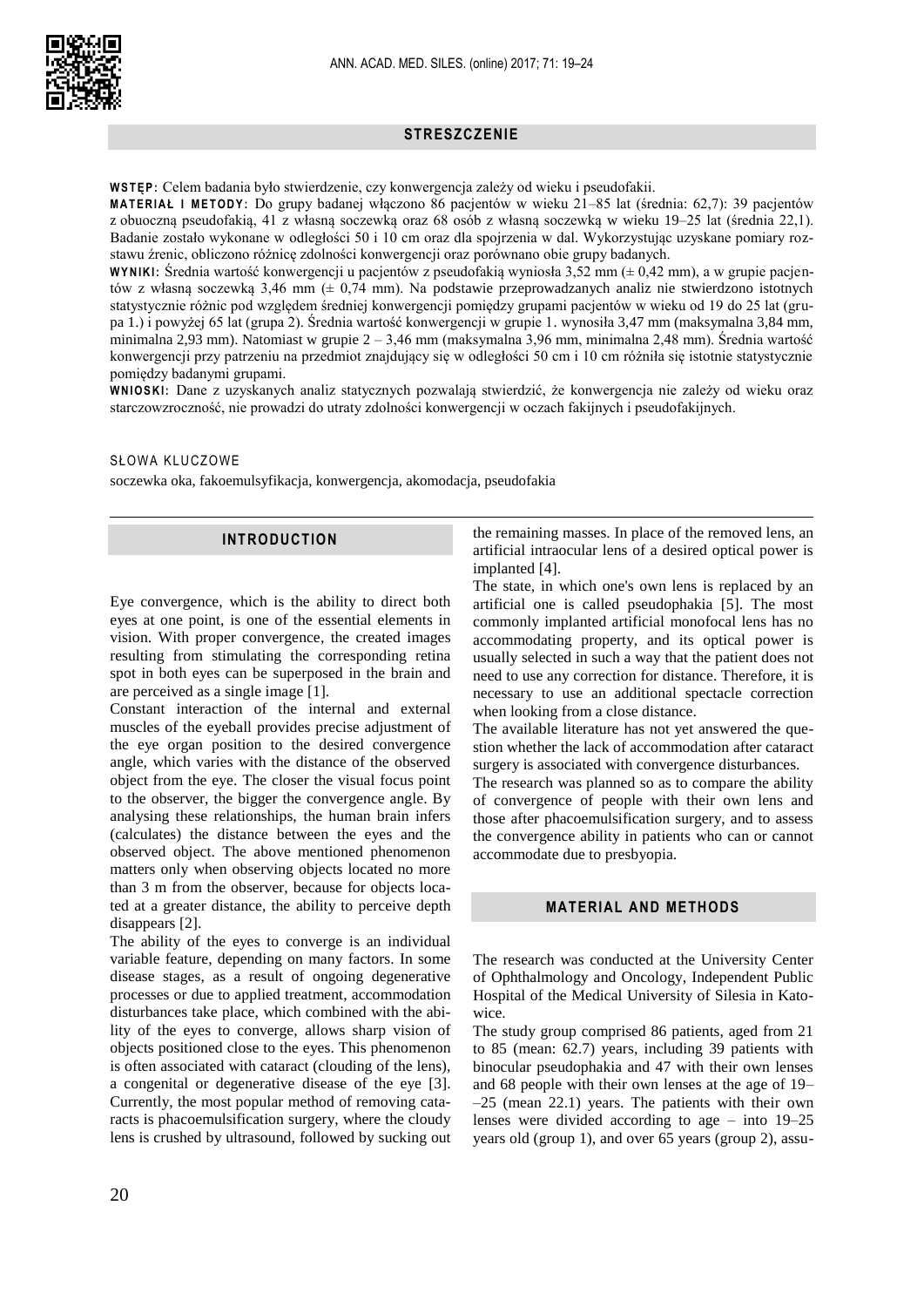## STRESZCZENIE

**WSTĘP:** Celem badania było stwierdzenie, czy konwergencja zależy od wieku i pseudofakii.

**MATERIAŁ I METODY:** Do grupy badanej włączono 86 pacjentów w wieku 21–85 lat (średnia: 62,7): 39 pacjentów z obuoczną pseudofakią, 41 z własną soczewką oraz 68 osób z własną soczewką w wieku 19–25 lat (średnia 22,1). Badanie zostało wykonane w odległości 50 i 10 cm oraz dla spojrzenia w dal. Wykorzystując uzyskane pomiary rozstawu źrenic, obliczono różnicę zdolności konwergencji oraz porównano obie grupy badanych.

**WYNIKI:** Średnia wartość konwergencji u pacjentów z pseudofakią wyniosła 3,52 mm (± 0,42 mm), a w grupie pacjentów z własną soczewką 3,46 mm (± 0,74 mm). Na podstawie przeprowadzanych analiz nie stwierdzono istotnych statystycznie różnic pod względem średniej konwergencji pomiędzy grupami pacjentów w wieku od 19 do 25 lat (grupa 1.) i powyżej 65 lat (grupa 2). Średnia wartość konwergencji w grupie 1. wynosiła 3,47 mm (maksymalna 3,84 mm, minimalna 2,93 mm). Natomiast w grupie 2 – 3,46 mm (maksymalna 3,96 mm, minimalna 2,48 mm). Średnia wartość konwergencji przy patrzeniu na przedmiot znajdujący się w odległości 50 cm i 10 cm różniła się istotnie statystycznie pomiędzy badanymi grupami.

**WNIOSKI:** Dane z uzyskanych analiz statycznych pozwalają stwierdzić, że konwergencja nie zależy od wieku oraz starczowzroczność, nie prowadzi do utraty zdolności konwergencji w oczach fakijnych i pseudofakijnych.

SŁOWA KLUCZOWE

soczewka oka, fakoemulsyfikacja, konwergencja, akomodacja, pseudofakia

## INTRODUCTION

Eye convergence, which is the ability to direct both eyes at one point, is one of the essential elements in vision. With proper convergence, the created images resulting from stimulating the corresponding retina spot in both eyes can be superposed in the brain and are perceived as a single image [1].

Constant interaction of the internal and external muscles of the eyeball provides precise adjustment of the eye organ position to the desired convergence angle, which varies with the distance of the observed object from the eye. The closer the visual focus point to the observer, the bigger the convergence angle. By analysing these relationships, the human brain infers (calculates) the distance between the eyes and the observed object. The above mentioned phenomenon matters only when observing objects located no more than 3 m from the observer, because for objects located at a greater distance, the ability to perceive depth disappears [2].

The ability of the eyes to converge is an individual variable feature, depending on many factors. In some disease stages, as a result of ongoing degenerative processes or due to applied treatment, accommodation disturbances take place, which combined with the ability of the eyes to converge, allows sharp vision of objects positioned close to the eyes. This phenomenon is often associated with cataract (clouding of the lens), a congenital or degenerative disease of the eye [3]. Currently, the most popular method of removing cataracts is phacoemulsification surgery, where the cloudy lens is crushed by ultrasound, followed by sucking out the remaining masses. In place of the removed lens, an artificial intraocular lens of a desired optical power is implanted [4].

The state, in which one's own lens is replaced by an artificial one is called pseudophakia [5]. The most commonly implanted artificial monofocal lens has no accommodating property, and its optical power is usually selected in such a way that the patient does not need to use any correction for distance. Therefore, it is necessary to use an additional spectacle correction when looking from a close distance.

The available literature has not yet answered the question whether the lack of accommodation after cataract surgery is associated with convergence disturbances.

The research was planned so as to compare the ability of convergence of people with their own lens and those after phacoemulsification surgery, and to assess the convergence ability in patients who can or cannot accommodate due to presbyopia.

## MATERIAL AND METHODS

The research was conducted at the University Center of Ophthalmology and Oncology, Independent Public Hospital of the Medical University of Silesia in Katowice.

The study group comprised 86 patients, aged from 21 to 85 (mean: 62.7) years, including 39 patients with binocular pseudophakia and 47 with their own lenses and 68 people with their own lenses at the age of 19–25 (mean 22.1) years. The patients with their own lenses were divided according to age – into 19–25 years old (group 1), and over 65 years (group 2), assu-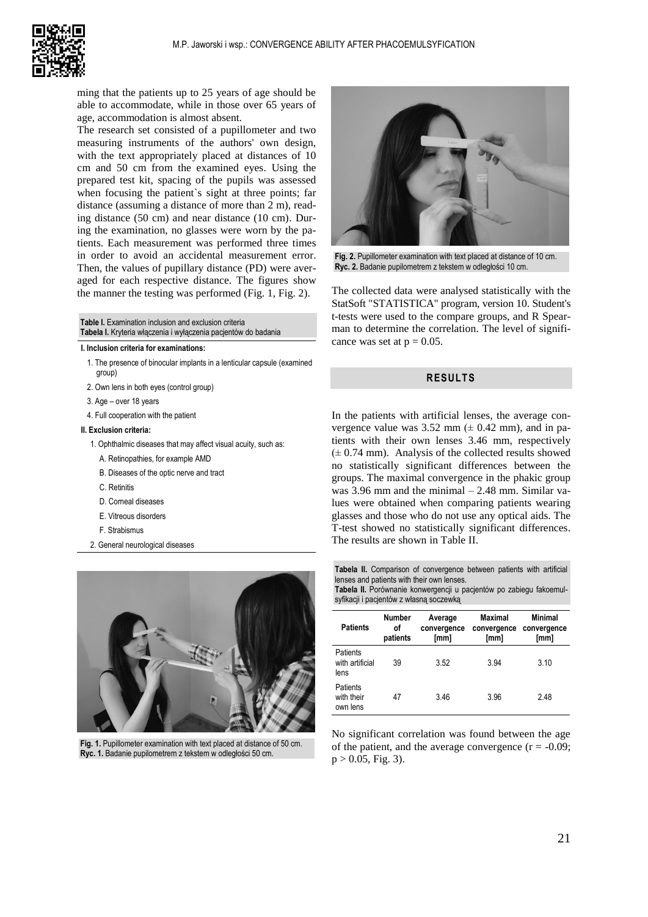ming that the patients up to 25 years of age should be able to accommodate, while in those over 65 years of age, accommodation is almost absent.

The research set consisted of a pupillometer and two measuring instruments of the authors' own design, with the text appropriately placed at distances of 10 cm and 50 cm from the examined eyes. Using the prepared test kit, spacing of the pupils was assessed when focusing the patient`s sight at three points; far distance (assuming a distance of more than 2 m), reading distance (50 cm) and near distance (10 cm). During the examination, no glasses were worn by the patients. Each measurement was performed three times in order to avoid an accidental measurement error. Then, the values of pupillary distance (PD) were averaged for each respective distance. The figures show the manner the testing was performed (Fig. 1, Fig. 2).

**Table I.** Examination inclusion and exclusion criteria
**Tabela I.** Kryteria włączenia i wyłączenia pacjentów do badania

**I. Inclusion criteria for examinations:**

1. The presence of binocular implants in a lenticular capsule (examined group)
2. Own lens in both eyes (control group)
3. Age – over 18 years
4. Full cooperation with the patient

**II. Exclusion criteria:**

1. Ophthalmic diseases that may affect visual acuity, such as:
   - A. Retinopathies, for example AMD
   - B. Diseases of the optic nerve and tract
   - C. Retinitis
   - D. Corneal diseases
   - E. Vitreous disorders
   - F. Strabismus
2. General neurological diseases

**Fig. 1.** Pupillometer examination with text placed at distance of 50 cm.
**Ryc. 1.** Badanie pupilometrem z tekstem w odległości 50 cm.

**Fig. 2.** Pupillometer examination with text placed at distance of 10 cm.
**Ryc. 2.** Badanie pupilometrem z tekstem w odległości 10 cm.

The collected data were analysed statistically with the StatSoft "STATISTICA" program, version 10. Student's t-tests were used to the compare groups, and R Spearman to determine the correlation. The level of significance was set at $p = 0.05$.

## RESULTS

In the patients with artificial lenses, the average convergence value was 3.52 mm (± 0.42 mm), and in patients with their own lenses 3.46 mm, respectively (± 0.74 mm). Analysis of the collected results showed no statistically significant differences between the groups. The maximal convergence in the phakic group was 3.96 mm and the minimal – 2.48 mm. Similar values were obtained when comparing patients wearing glasses and those who do not use any optical aids. The T-test showed no statistically significant differences. The results are shown in Table II.

**Tabela II.** Comparison of convergence between patients with artificial lenses and patients with their own lenses.
**Tabela II.** Porównanie konwergencji u pacjentów po zabiegu fakoemulsyfikacji i pacjentów z własną soczewką

| Patients | Number of patients | Average convergence [mm] | Maximal convergence [mm] | Minimal convergence [mm] |
|---|---|---|---|---|
| Patients with artificial lens | 39 | 3.52 | 3.94 | 3.10 |
| Patients with their own lens | 47 | 3.46 | 3.96 | 2.48 |

No significant correlation was found between the age of the patient, and the average convergence ($r = -0.09$; $p > 0.05$, Fig. 3).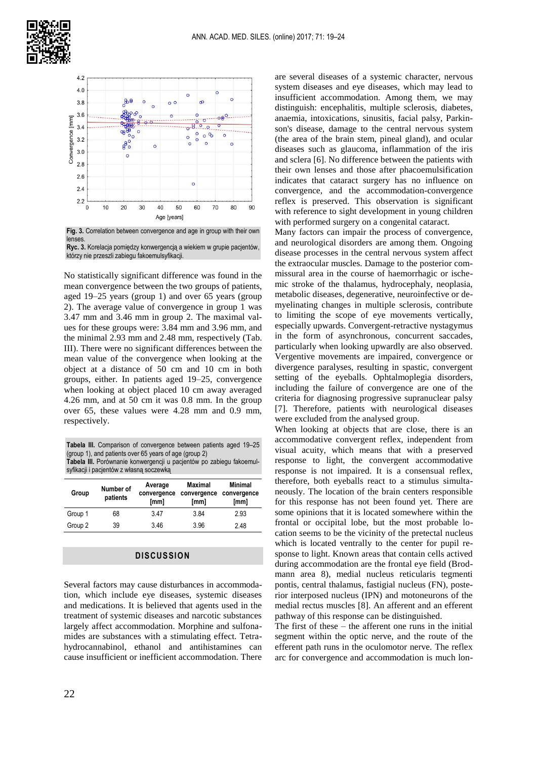**Fig. 3.** Correlation between convergence and age in group with their own lenses.
**Ryc. 3.** Korelacja pomiędzy konwergencją a wiekiem w grupie pacjentów, którzy nie przeszli zabiegu fakoemulsyfikacji.

No statistically significant difference was found in the mean convergence between the two groups of patients, aged 19–25 years (group 1) and over 65 years (group 2). The average value of convergence in group 1 was 3.47 mm and 3.46 mm in group 2. The maximal values for these groups were: 3.84 mm and 3.96 mm, and the minimal 2.93 mm and 2.48 mm, respectively (Tab. III). There were no significant differences between the mean value of the convergence when looking at the object at a distance of 50 cm and 10 cm in both groups, either. In patients aged 19–25, convergence when looking at object placed 10 cm away averaged 4.26 mm, and at 50 cm it was 0.8 mm. In the group over 65, these values were 4.28 mm and 0.9 mm, respectively.

**Tabela III.** Comparison of convergence between patients aged 19–25 (group 1), and patients over 65 years of age (group 2)
**Tabela III.** Porównanie konwergencji u pacjentów po zabiegu fakoemulsyfikacji i pacjentów z własną soczewką

| Group | Number of patients | Average convergence [mm] | Maximal convergence [mm] | Minimal convergence [mm] |
|---|---|---|---|---|
| Group 1 | 68 | 3.47 | 3.84 | 2.93 |
| Group 2 | 39 | 3.46 | 3.96 | 2.48 |

## DISCUSSION

Several factors may cause disturbances in accommodation, which include eye diseases, systemic diseases and medications. It is believed that agents used in the treatment of systemic diseases and narcotic substances largely affect accommodation. Morphine and sulfonamides are substances with a stimulating effect. Tetrahydrocannabinol, ethanol and antihistamines can cause insufficient or inefficient accommodation. There are several diseases of a systemic character, nervous system diseases and eye diseases, which may lead to insufficient accommodation. Among them, we may distinguish: encephalitis, multiple sclerosis, diabetes, anaemia, intoxications, sinusitis, facial palsy, Parkinson's disease, damage to the central nervous system (the area of the brain stem, pineal gland), and ocular diseases such as glaucoma, inflammation of the iris and sclera [6]. No difference between the patients with their own lenses and those after phacoemulsification indicates that cataract surgery has no influence on convergence, and the accommodation-convergence reflex is preserved. This observation is significant with reference to sight development in young children with performed surgery on a congenital cataract.

Many factors can impair the process of convergence, and neurological disorders are among them. Ongoing disease processes in the central nervous system affect the extraocular muscles. Damage to the posterior commissural area in the course of haemorrhagic or ischemic stroke of the thalamus, hydrocephaly, neoplasia, metabolic diseases, degenerative, neuroinfective or demyelinating changes in multiple sclerosis, contribute to limiting the scope of eye movements vertically, especially upwards. Convergent-retractive nystagmus in the form of asynchronous, concurrent saccades, particularly when looking upwardly are also observed. Vergentive movements are impaired, convergence or divergence paralyses, resulting in spastic, convergent setting of the eyeballs. Ophtalmoplegia disorders, including the failure of convergence are one of the criteria for diagnosing progressive supranuclear palsy [7]. Therefore, patients with neurological diseases were excluded from the analysed group.

When looking at objects that are close, there is an accommodative convergent reflex, independent from visual acuity, which means that with a preserved response to light, the convergent accommodative response is not impaired. It is a consensual reflex, therefore, both eyeballs react to a stimulus simultaneously. The location of the brain centers responsible for this response has not been found yet. There are some opinions that it is located somewhere within the frontal or occipital lobe, but the most probable location seems to be the vicinity of the pretectal nucleus which is located ventrally to the center for pupil response to light. Known areas that contain cells actived during accommodation are the frontal eye field (Brodmann area 8), medial nucleus reticularis tegmenti pontis, central thalamus, fastigial nucleus (FN), posterior interposed nucleus (IPN) and motoneurons of the medial rectus muscles [8]. An afferent and an efferent pathway of this response can be distinguished.

The first of these – the afferent one runs in the initial segment within the optic nerve, and the route of the efferent path runs in the oculomotor nerve. The reflex arc for convergence and accommodation is much lon-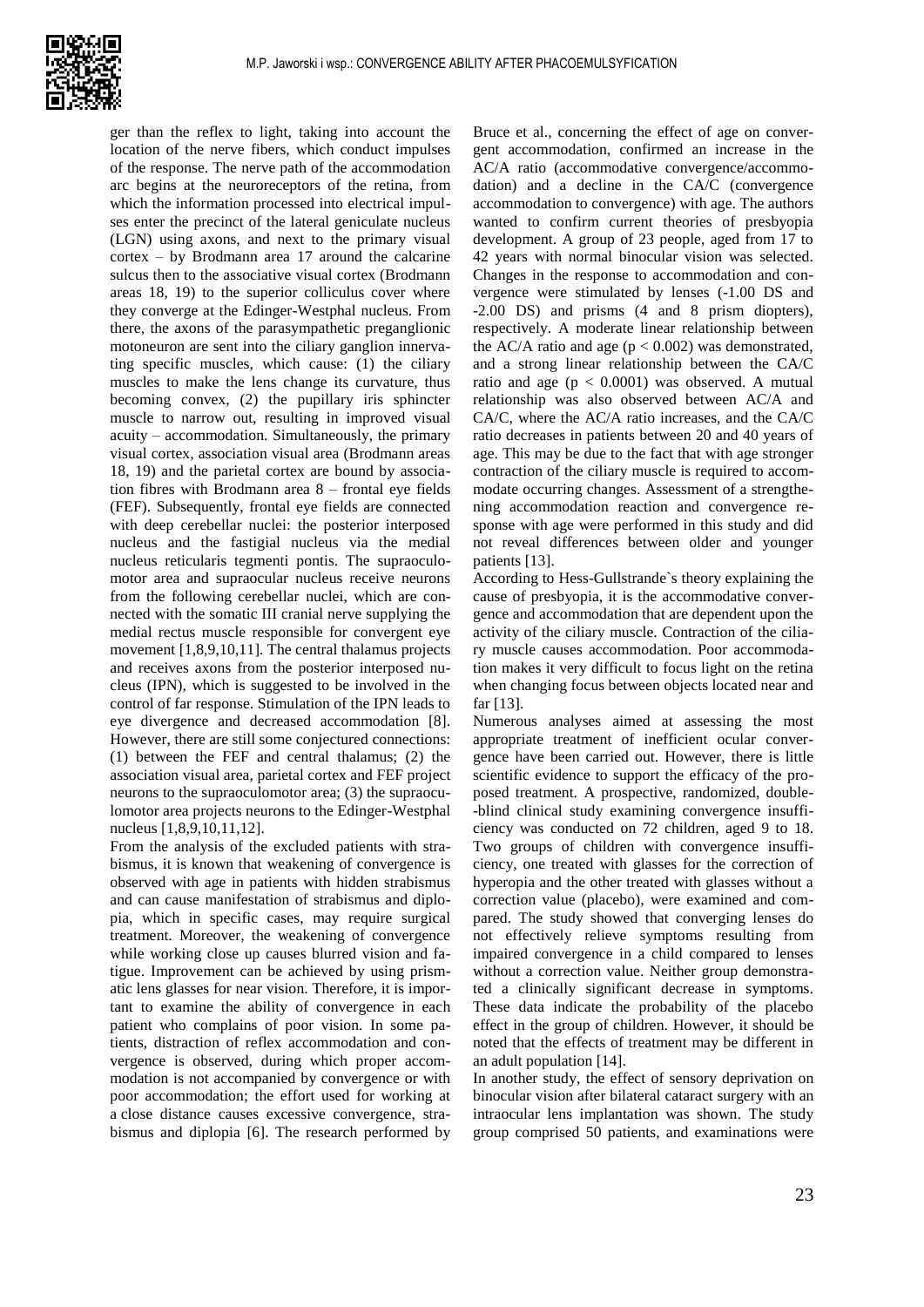ger than the reflex to light, taking into account the location of the nerve fibers, which conduct impulses of the response. The nerve path of the accommodation arc begins at the neuroreceptors of the retina, from which the information processed into electrical impulses enter the precinct of the lateral geniculate nucleus (LGN) using axons, and next to the primary visual cortex – by Brodmann area 17 around the calcarine sulcus then to the associative visual cortex (Brodmann areas 18, 19) to the superior colliculus cover where they converge at the Edinger-Westphal nucleus. From there, the axons of the parasympathetic preganglionic motoneuron are sent into the ciliary ganglion innervating specific muscles, which cause: (1) the ciliary muscles to make the lens change its curvature, thus becoming convex, (2) the pupillary iris sphincter muscle to narrow out, resulting in improved visual acuity – accommodation. Simultaneously, the primary visual cortex, association visual area (Brodmann areas 18, 19) and the parietal cortex are bound by association fibres with Brodmann area 8 – frontal eye fields (FEF). Subsequently, frontal eye fields are connected with deep cerebellar nuclei: the posterior interposed nucleus and the fastigial nucleus via the medial nucleus reticularis tegmenti pontis. The supraoculomotor area and supraocular nucleus receive neurons from the following cerebellar nuclei, which are connected with the somatic III cranial nerve supplying the medial rectus muscle responsible for convergent eye movement [1,8,9,10,11]. The central thalamus projects and receives axons from the posterior interposed nucleus (IPN), which is suggested to be involved in the control of far response. Stimulation of the IPN leads to eye divergence and decreased accommodation [8]. However, there are still some conjectured connections: (1) between the FEF and central thalamus; (2) the association visual area, parietal cortex and FEF project neurons to the supraoculomotor area; (3) the supraoculomotor area projects neurons to the Edinger-Westphal nucleus [1,8,9,10,11,12].

From the analysis of the excluded patients with strabismus, it is known that weakening of convergence is observed with age in patients with hidden strabismus and can cause manifestation of strabismus and diplopia, which in specific cases, may require surgical treatment. Moreover, the weakening of convergence while working close up causes blurred vision and fatigue. Improvement can be achieved by using prismatic lens glasses for near vision. Therefore, it is important to examine the ability of convergence in each patient who complains of poor vision. In some patients, distraction of reflex accommodation and convergence is observed, during which proper accommodation is not accompanied by convergence or with poor accommodation; the effort used for working at a close distance causes excessive convergence, strabismus and diplopia [6]. The research performed by Bruce et al., concerning the effect of age on convergent accommodation, confirmed an increase in the AC/A ratio (accommodative convergence/accommodation) and a decline in the CA/C (convergence accommodation to convergence) with age. The authors wanted to confirm current theories of presbyopia development. A group of 23 people, aged from 17 to 42 years with normal binocular vision was selected. Changes in the response to accommodation and convergence were stimulated by lenses (-1.00 DS and -2.00 DS) and prisms (4 and 8 prism diopters), respectively. A moderate linear relationship between the AC/A ratio and age ($p < 0.002$) was demonstrated, and a strong linear relationship between the CA/C ratio and age ($p < 0.0001$) was observed. A mutual relationship was also observed between AC/A and CA/C, where the AC/A ratio increases, and the CA/C ratio decreases in patients between 20 and 40 years of age. This may be due to the fact that with age stronger contraction of the ciliary muscle is required to accommodate occurring changes. Assessment of a strengthening accommodation reaction and convergence response with age were performed in this study and did not reveal differences between older and younger patients [13].

According to Hess-Gullstrande`s theory explaining the cause of presbyopia, it is the accommodative convergence and accommodation that are dependent upon the activity of the ciliary muscle. Contraction of the ciliary muscle causes accommodation. Poor accommodation makes it very difficult to focus light on the retina when changing focus between objects located near and far [13].

Numerous analyses aimed at assessing the most appropriate treatment of inefficient ocular convergence have been carried out. However, there is little scientific evidence to support the efficacy of the proposed treatment. A prospective, randomized, double-blind clinical study examining convergence insufficiency was conducted on 72 children, aged 9 to 18. Two groups of children with convergence insufficiency, one treated with glasses for the correction of hyperopia and the other treated with glasses without a correction value (placebo), were examined and compared. The study showed that converging lenses do not effectively relieve symptoms resulting from impaired convergence in a child compared to lenses without a correction value. Neither group demonstrated a clinically significant decrease in symptoms. These data indicate the probability of the placebo effect in the group of children. However, it should be noted that the effects of treatment may be different in an adult population [14].

In another study, the effect of sensory deprivation on binocular vision after bilateral cataract surgery with an intraocular lens implantation was shown. The study group comprised 50 patients, and examinations were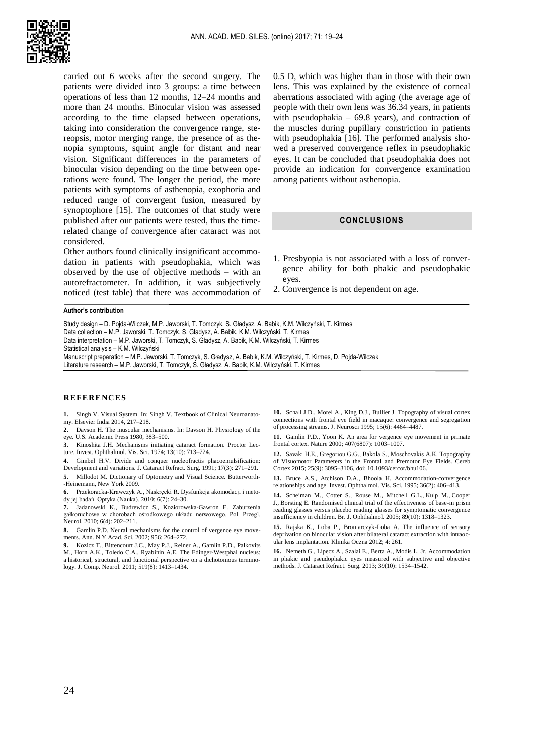carried out 6 weeks after the second surgery. The patients were divided into 3 groups: a time between operations of less than 12 months, 12–24 months and more than 24 months. Binocular vision was assessed according to the time elapsed between operations, taking into consideration the convergence range, stereopsis, motor merging range, the presence of as thenopia symptoms, squint angle for distant and near vision. Significant differences in the parameters of binocular vision depending on the time between operations were found. The longer the period, the more patients with symptoms of asthenopia, exophoria and reduced range of convergent fusion, measured by synoptophore [15]. The outcomes of that study were published after our patients were tested, thus the time-related change of convergence after cataract was not considered.

Other authors found clinically insignificant accommodation in patients with pseudophakia, which was observed by the use of objective methods – with an autorefractometer. In addition, it was subjectively noticed (test table) that there was accommodation of 0.5 D, which was higher than in those with their own lens. This was explained by the existence of corneal aberrations associated with aging (the average age of people with their own lens was 36.34 years, in patients with pseudophakia – 69.8 years), and contraction of the muscles during pupillary constriction in patients with pseudophakia [16]. The performed analysis showed a preserved convergence reflex in pseudophakic eyes. It can be concluded that pseudophakia does not provide an indication for convergence examination among patients without asthenopia.

## CONCLUSIONS

1. Presbyopia is not associated with a loss of convergence ability for both phakic and pseudophakic eyes.
2. Convergence is not dependent on age.

**Author's contribution**

Study design – D. Pojda-Wilczek, M.P. Jaworski, T. Tomczyk, S. Gładysz, A. Babik, K.M. Wilczyński, T. Kirmes
Data collection – M.P. Jaworski, T. Tomczyk, S. Gładysz, A. Babik, K.M. Wilczyński, T. Kirmes
Data interpretation – M.P. Jaworski, T. Tomczyk, S. Gładysz, A. Babik, K.M. Wilczyński, T. Kirmes
Statistical analysis – K.M. Wilczyński
Manuscript preparation – M.P. Jaworski, T. Tomczyk, S. Gładysz, A. Babik, K.M. Wilczyński, T. Kirmes, D. Pojda-Wilczek
Literature research – M.P. Jaworski, T. Tomczyk, S. Gładysz, A. Babik, K.M. Wilczyński, T. Kirmes

## REFERENCES

1. Singh V. Visual System. In: Singh V. Textbook of Clinical Neuroanatomy. Elsevier India 2014, 217–218.
2. Davson H. The muscular mechanisms. In: Davson H. Physiology of the eye. U.S. Academic Press 1980, 383–500.
3. Kinoshita J.H. Mechanisms initiating cataract formation. Proctor Lecture. Invest. Ophthalmol. Vis. Sci. 1974; 13(10): 713–724.
4. Gimbel H.V. Divide and conquer nucleofractis phacoemulsification: Development and variations. J. Cataract Refract. Surg. 1991; 17(3): 271–291.
5. Millodot M. Dictionary of Optometry and Visual Science. Butterworth-Heinemann, New York 2009.
6. Przekoracka-Krawczyk A., Naskręcki R. Dysfunkcja akomodacji i metody jej badań. Optyka (Nauka). 2010; 6(7): 24–30.
7. Jadanowski K., Budrewicz S., Koziorowska-Gawron E. Zaburzenia gałkoruchowe w chorobach ośrodkowego układu nerwowego. Pol. Przegl. Neurol. 2010; 6(4): 202–211.
8. Gamlin P.D. Neural mechanisms for the control of vergence eye movements. Ann. N Y Acad. Sci. 2002; 956: 264–272.
9. Kozicz T., Bittencourt J.C., May P.J., Reiner A., Gamlin P.D., Palkovits M., Horn A.K., Toledo C.A., Ryabinin A.E. The Edinger-Westphal nucleus: a historical, structural, and functional perspective on a dichotomous terminology. J. Comp. Neurol. 2011; 519(8): 1413–1434.
10. Schall J.D., Morel A., King D.J., Bullier J. Topography of visual cortex connections with frontal eye field in macaque: convergence and segregation of processing streams. J. Neurosci 1995; 15(6): 4464–4487.
11. Gamlin P.D., Yoon K. An area for vergence eye movement in primate frontal cortex. Nature 2000; 407(6807): 1003–1007.
12. Savaki H.E., Gregoriou G.G., Bakola S., Moschovakis A.K. Topography of Visuomotor Parameters in the Frontal and Premotor Eye Fields. Cereb Cortex 2015; 25(9): 3095–3106, doi: 10.1093/cercor/bhu106.
13. Bruce A.S., Atchison D.A., Bhoola H. Accommodation-convergence relationships and age. Invest. Ophthalmol. Vis. Sci. 1995; 36(2): 406–413.
14. Scheiman M., Cotter S., Rouse M., Mitchell G.L., Kulp M., Cooper J., Borsting E. Randomised clinical trial of the effectiveness of base-in prism reading glasses versus placebo reading glasses for symptomatic convergence insufficiency in children. Br. J. Ophthalmol. 2005; 89(10): 1318–1323.
15. Rajska K., Loba P., Broniarczyk-Loba A. The influence of sensory deprivation on binocular vision after bilateral cataract extraction with intraocular lens implantation. Klinika Oczna 2012; 4: 261.
16. Nemeth G., Lipecz A., Szalai E., Berta A., Modis L. Jr. Accommodation in phakic and pseudophakic eyes measured with subjective and objective methods. J. Cataract Refract. Surg. 2013; 39(10): 1534–1542.